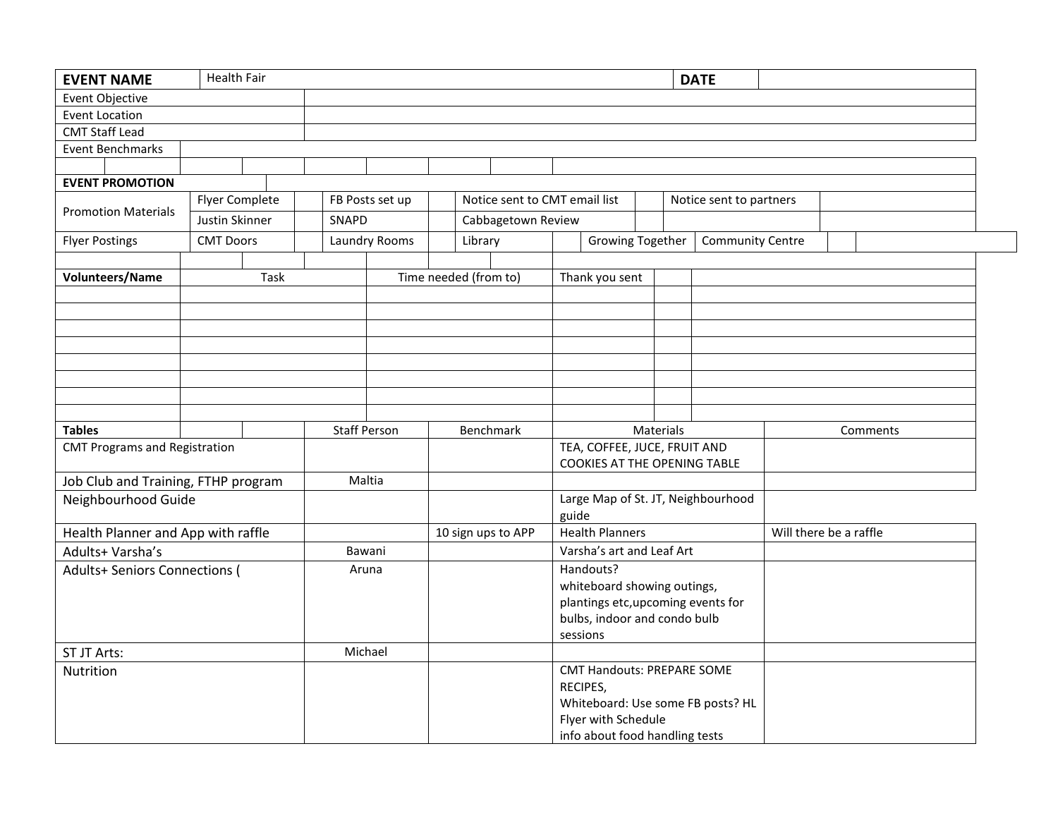| EVENT NAME | Health Fair | DATE | |
|---|---|---|---|
| Event Objective | | | |
| Event Location | | | |
| CMT Staff Lead | | | |
| Event Benchmarks | | | |

| EVENT PROMOTION | | | | | | | | | |
|---|---|---|---|---|---|---|---|---|---|
| Promotion Materials | Flyer Complete | | FB Posts set up | | Notice sent to CMT email list | | Notice sent to partners | | |
| | Justin Skinner | | SNAPD | | Cabbagetown Review | | | | |
| Flyer Postings | CMT Doors | | Laundry Rooms | | Library | | Growing Together | Community Centre | |

| Volunteers/Name | Task | Time needed (from to) | Thank you sent | | |
|---|---|---|---|---|---|
| | | | | | |
| | | | | | |
| | | | | | |
| | | | | | |
| | | | | | |
| | | | | | |
| | | | | | |
| | | | | | |

| Tables | Staff Person | Benchmark | Materials | Comments |
|---|---|---|---|---|
| CMT Programs and Registration | | | TEA, COFFEE, JUCE, FRUIT AND COOKIES AT THE OPENING TABLE | |
| Job Club and Training, FTHP program | Maltia | | | |
| Neighbourhood Guide | | | Large Map of St. JT, Neighbourhood guide | |
| Health Planner and App with raffle | | 10 sign ups to APP | Health Planners | Will there be a raffle |
| Adults+ Varsha's | Bawani | | Varsha's art and Leaf Art | |
| Adults+ Seniors Connections ( | Aruna | | Handouts?<br>whiteboard showing outings, plantings etc,upcoming events for bulbs, indoor and condo bulb sessions | |
| ST JT Arts: | Michael | | | |
| Nutrition | | | CMT Handouts: PREPARE SOME RECIPES,<br>Whiteboard: Use some FB posts? HL Flyer with Schedule<br>info about food handling tests | |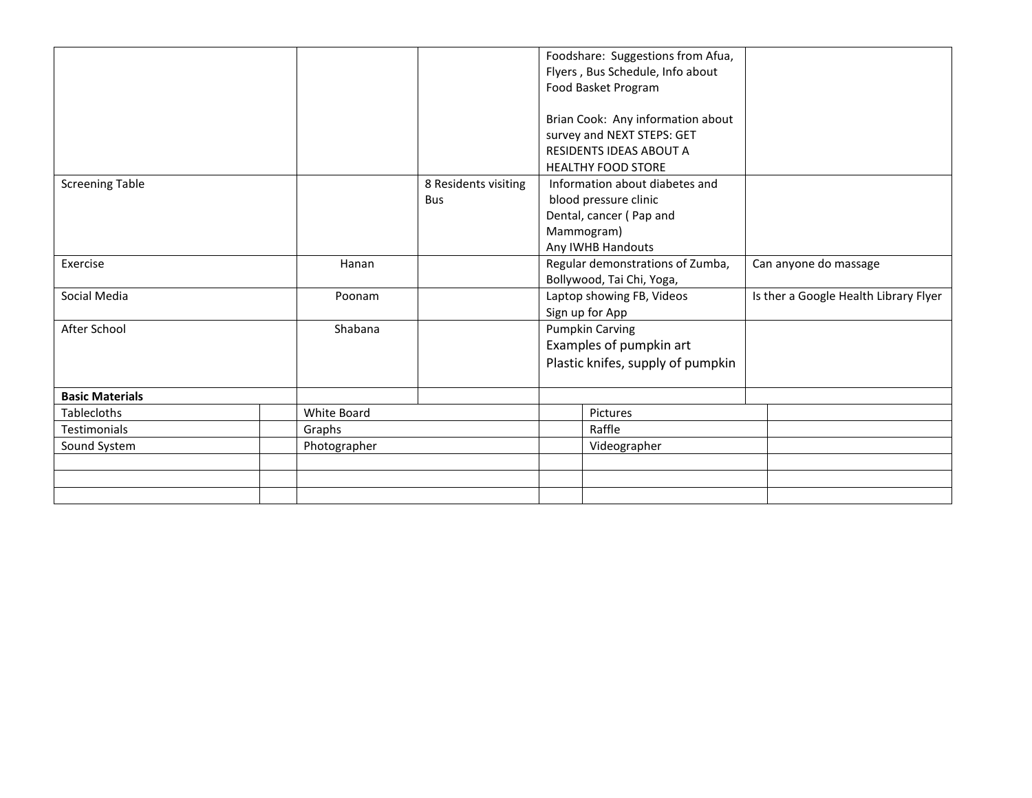| | | | | |
|---|---|---|---|---|
| | | | Foodshare: Suggestions from Afua, Flyers , Bus Schedule, Info about Food Basket Program<br><br>Brian Cook: Any information about survey and NEXT STEPS: GET RESIDENTS IDEAS ABOUT A HEALTHY FOOD STORE | |
| Screening Table | | 8 Residents visiting Bus | Information about diabetes and blood pressure clinic<br>Dental, cancer ( Pap and Mammogram)<br>Any IWHB Handouts | |
| Exercise | Hanan | | Regular demonstrations of Zumba, Bollywood, Tai Chi, Yoga, | Can anyone do massage |
| Social Media | Poonam | | Laptop showing FB, Videos<br>Sign up for App | Is ther a Google Health Library Flyer |
| After School | Shabana | | Pumpkin Carving<br>Examples of pumpkin art<br>Plastic knifes, supply of pumpkin | |
| **Basic Materials** | | | | |

| | | | | | |
|---|---|---|---|---|---|
| Tablecloths | | White Board | | Pictures | |
| Testimonials | | Graphs | | Raffle | |
| Sound System | | Photographer | | Videographer | |
| | | | | | |
| | | | | | |
| | | | | | |